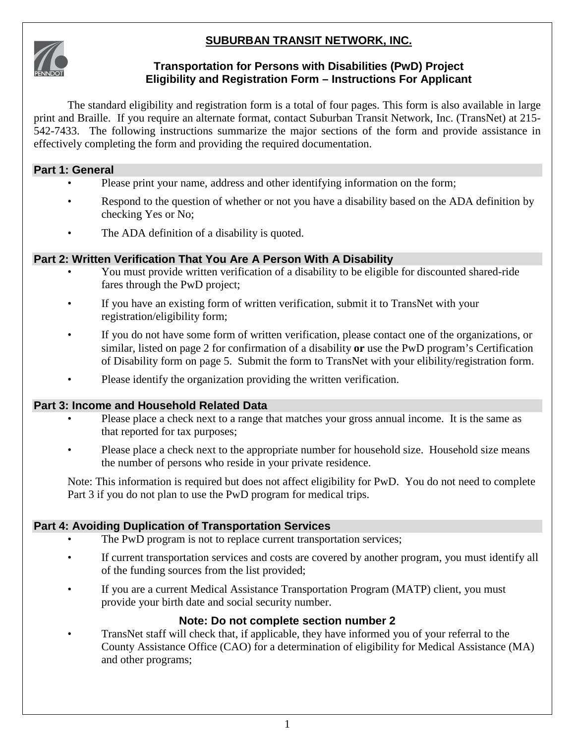# SUBURBAN TRANSIT NETWORK, INC.

## Transportation for Persons with Disabilities (PwD) Project
## Eligibility and Registration Form – Instructions For Applicant

The standard eligibility and registration form is a total of four pages. This form is also available in large print and Braille. If you require an alternate format, contact Suburban Transit Network, Inc. (TransNet) at 215-542-7433. The following instructions summarize the major sections of the form and provide assistance in effectively completing the form and providing the required documentation.

### Part 1: General

- Please print your name, address and other identifying information on the form;
- Respond to the question of whether or not you have a disability based on the ADA definition by checking Yes or No;
- The ADA definition of a disability is quoted.

### Part 2: Written Verification That You Are A Person With A Disability

- You must provide written verification of a disability to be eligible for discounted shared-ride fares through the PwD project;
- If you have an existing form of written verification, submit it to TransNet with your registration/eligibility form;
- If you do not have some form of written verification, please contact one of the organizations, or similar, listed on page 2 for confirmation of a disability **or** use the PwD program's Certification of Disability form on page 5. Submit the form to TransNet with your elibility/registration form.
- Please identify the organization providing the written verification.

### Part 3: Income and Household Related Data

- Please place a check next to a range that matches your gross annual income. It is the same as that reported for tax purposes;
- Please place a check next to the appropriate number for household size. Household size means the number of persons who reside in your private residence.

Note: This information is required but does not affect eligibility for PwD. You do not need to complete Part 3 if you do not plan to use the PwD program for medical trips.

### Part 4: Avoiding Duplication of Transportation Services

- The PwD program is not to replace current transportation services;
- If current transportation services and costs are covered by another program, you must identify all of the funding sources from the list provided;
- If you are a current Medical Assistance Transportation Program (MATP) client, you must provide your birth date and social security number.

**Note: Do not complete section number 2**

- TransNet staff will check that, if applicable, they have informed you of your referral to the County Assistance Office (CAO) for a determination of eligibility for Medical Assistance (MA) and other programs;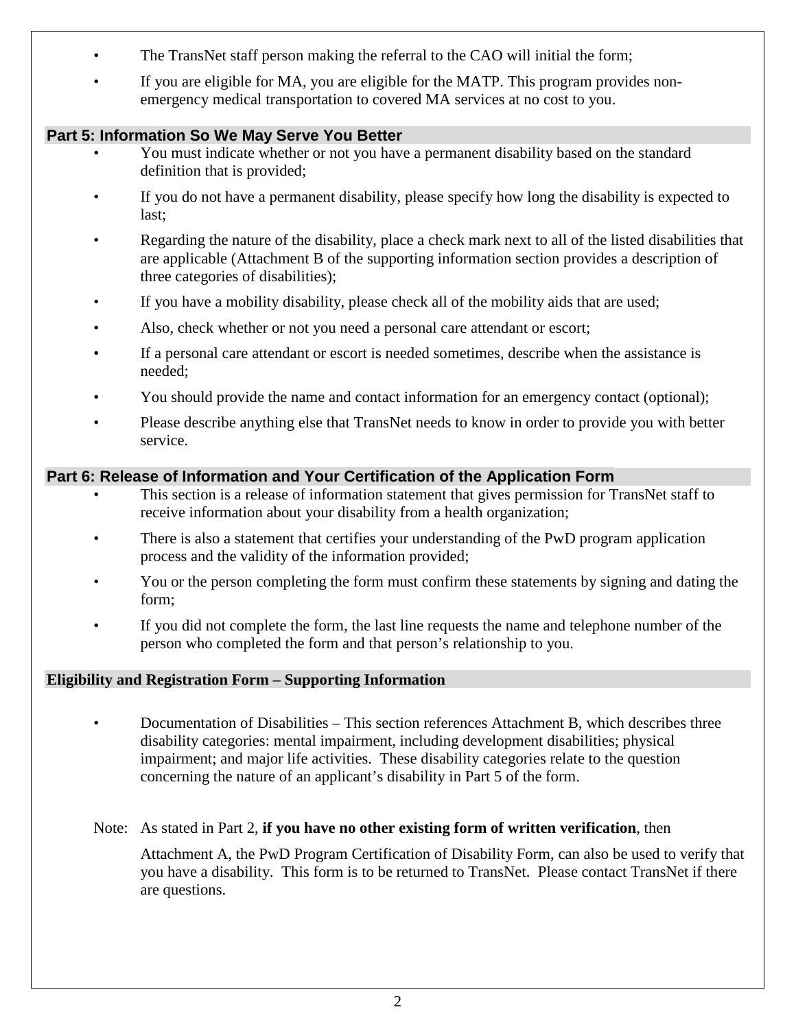- The TransNet staff person making the referral to the CAO will initial the form;
- If you are eligible for MA, you are eligible for the MATP. This program provides non-emergency medical transportation to covered MA services at no cost to you.

## Part 5: Information So We May Serve You Better

- You must indicate whether or not you have a permanent disability based on the standard definition that is provided;
- If you do not have a permanent disability, please specify how long the disability is expected to last;
- Regarding the nature of the disability, place a check mark next to all of the listed disabilities that are applicable (Attachment B of the supporting information section provides a description of three categories of disabilities);
- If you have a mobility disability, please check all of the mobility aids that are used;
- Also, check whether or not you need a personal care attendant or escort;
- If a personal care attendant or escort is needed sometimes, describe when the assistance is needed;
- You should provide the name and contact information for an emergency contact (optional);
- Please describe anything else that TransNet needs to know in order to provide you with better service.

## Part 6: Release of Information and Your Certification of the Application Form

- This section is a release of information statement that gives permission for TransNet staff to receive information about your disability from a health organization;
- There is also a statement that certifies your understanding of the PwD program application process and the validity of the information provided;
- You or the person completing the form must confirm these statements by signing and dating the form;
- If you did not complete the form, the last line requests the name and telephone number of the person who completed the form and that person's relationship to you.

## Eligibility and Registration Form – Supporting Information

- Documentation of Disabilities – This section references Attachment B, which describes three disability categories: mental impairment, including development disabilities; physical impairment; and major life activities. These disability categories relate to the question concerning the nature of an applicant's disability in Part 5 of the form.

Note: As stated in Part 2, **if you have no other existing form of written verification**, then

Attachment A, the PwD Program Certification of Disability Form, can also be used to verify that you have a disability. This form is to be returned to TransNet. Please contact TransNet if there are questions.